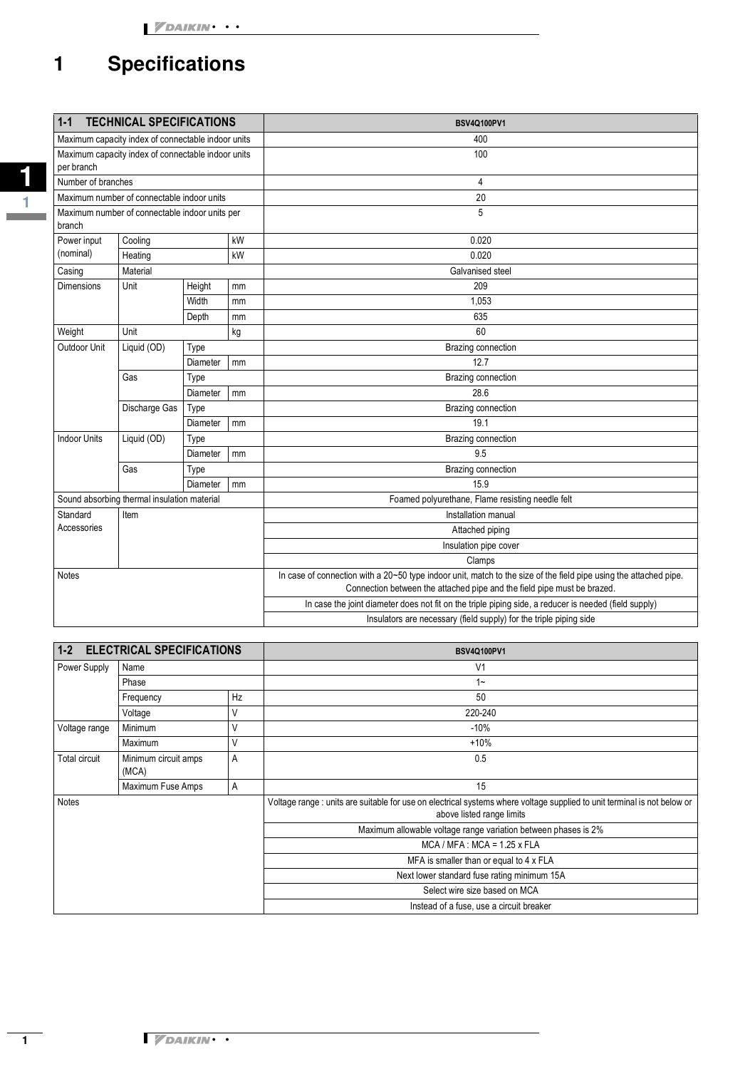# 1 Specifications

| 1-1 TECHNICAL SPECIFICATIONS | | | | BSV4Q100PV1 |
|---|---|---|---|---|
| Maximum capacity index of connectable indoor units | | | | 400 |
| Maximum capacity index of connectable indoor units per branch | | | | 100 |
| Number of branches | | | | 4 |
| Maximum number of connectable indoor units | | | | 20 |
| Maximum number of connectable indoor units per branch | | | | 5 |
| Power input (nominal) | Cooling | | kW | 0.020 |
| | Heating | | kW | 0.020 |
| Casing | Material | | | Galvanised steel |
| Dimensions | Unit | Height | mm | 209 |
| | | Width | mm | 1,053 |
| | | Depth | mm | 635 |
| Weight | Unit | | kg | 60 |
| Outdoor Unit | Liquid (OD) | Type | | Brazing connection |
| | | Diameter | mm | 12.7 |
| | Gas | Type | | Brazing connection |
| | | Diameter | mm | 28.6 |
| | Discharge Gas | Type | | Brazing connection |
| | | Diameter | mm | 19.1 |
| Indoor Units | Liquid (OD) | Type | | Brazing connection |
| | | Diameter | mm | 9.5 |
| | Gas | Type | | Brazing connection |
| | | Diameter | mm | 15.9 |
| Sound absorbing thermal insulation material | | | | Foamed polyurethane, Flame resisting needle felt |
| Standard Accessories | Item | | | Installation manual |
| | | | | Attached piping |
| | | | | Insulation pipe cover |
| | | | | Clamps |
| Notes | | | | In case of connection with a 20~50 type indoor unit, match to the size of the field pipe using the attached pipe. Connection between the attached pipe and the field pipe must be brazed. |
| | | | | In case the joint diameter does not fit on the triple piping side, a reducer is needed (field supply) |
| | | | | Insulators are necessary (field supply) for the triple piping side |

| 1-2 ELECTRICAL SPECIFICATIONS | | | BSV4Q100PV1 |
|---|---|---|---|
| Power Supply | Name | | V1 |
| | Phase | | 1~ |
| | Frequency | Hz | 50 |
| | Voltage | V | 220-240 |
| Voltage range | Minimum | V | -10% |
| | Maximum | V | +10% |
| Total circuit | Minimum circuit amps (MCA) | A | 0.5 |
| | Maximum Fuse Amps | A | 15 |
| Notes | | | Voltage range : units are suitable for use on electrical systems where voltage supplied to unit terminal is not below or above listed range limits |
| | | | Maximum allowable voltage range variation between phases is 2% |
| | | | MCA / MFA : MCA = 1.25 x FLA |
| | | | MFA is smaller than or equal to 4 x FLA |
| | | | Next lower standard fuse rating minimum 15A |
| | | | Select wire size based on MCA |
| | | | Instead of a fuse, use a circuit breaker |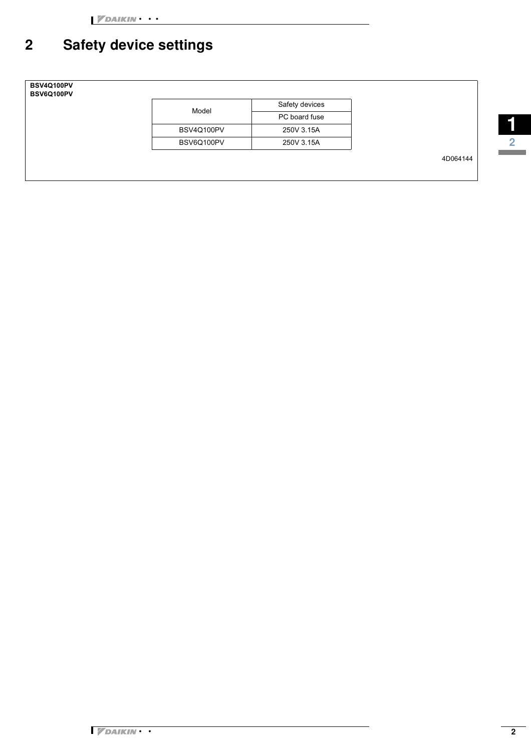# 2 Safety device settings

**BSV4Q100PV**
**BSV6Q100PV**

| Model | Safety devices |
|---|---|
| | PC board fuse |
| BSV4Q100PV | 250V 3.15A |
| BSV6Q100PV | 250V 3.15A |

4D064144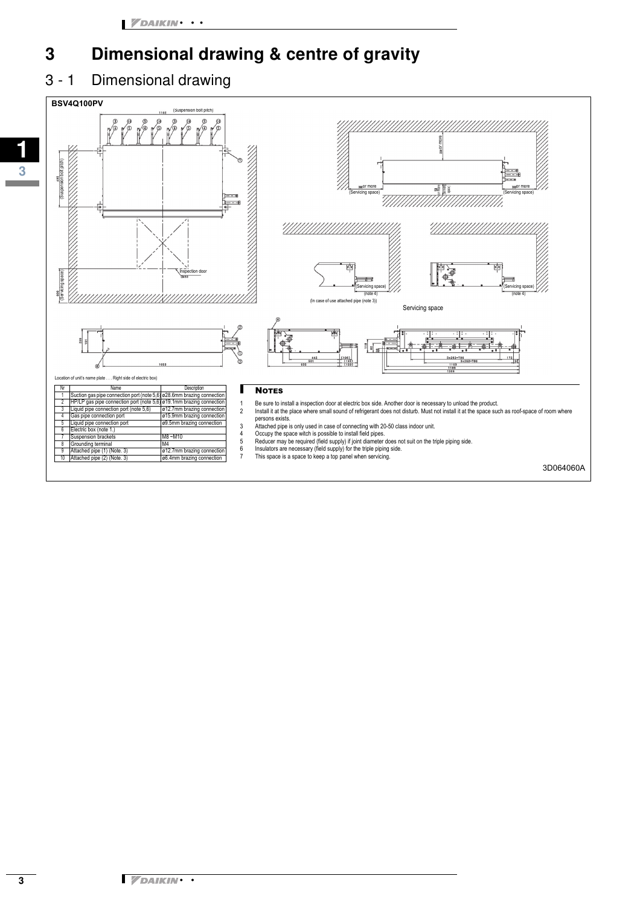# 3 Dimensional drawing & centre of gravity

## 3 - 1 Dimensional drawing

**BSV4Q100PV**

Location of unit's name plate . . . Right side of electric box)

| Nr | Name | Description |
|---|---|---|
| 1 | Suction gas pipe connection port (note 5,6) | ø28.6mm brazing connection |
| 2 | HP/LP gas pipe connection port (note 5,6) | ø19.1mm brazing connection |
| 3 | Liquid pipe connection port (note 5,6) | ø12.7mm brazing connection |
| 4 | Gas pipe connection port | ø15.9mm brazing connection |
| 5 | Liquid pipe connection port | ø9.5mm brazing connection |
| 6 | Electric box (note 1.) | |
| 7 | Suspension brackets | M8 ~M10 |
| 8 | Grounding terminal | M4 |
| 9 | Attached pipe (1) (Note. 3) | ø12.7mm brazing connection |
| 10 | Attached pipe (2) (Note. 3) | ø6.4mm brazing connection |

### Notes

1. Be sure to install a inspection door at electric box side. Another door is necessary to unload the product.
2. Install it at the place where small sound of refrigerant does not disturb. Must not install it at the space such as roof-space of room where persons exists.
3. Attached pipe is only used in case of connecting with 20-50 class indoor unit.
4. Occupy the space witch is possible to install field pipes.
5. Reducer may be required (field supply) if joint diameter does not suit on the triple piping side.
6. Insulators are necessary (field supply) for the triple piping side.
7. This space is a space to keep a top panel when servicing.

3D064060A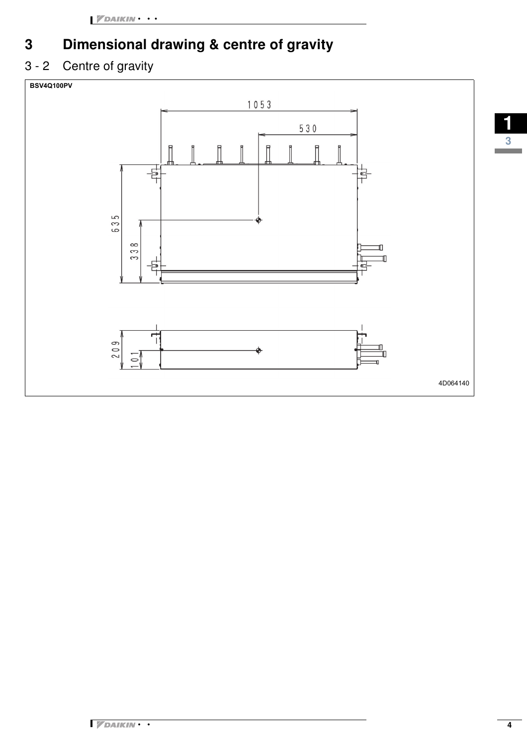# 3 Dimensional drawing & centre of gravity

## 3 - 2 Centre of gravity

**BSV4Q100PV**

1053

530

635

338

209

101

4D064140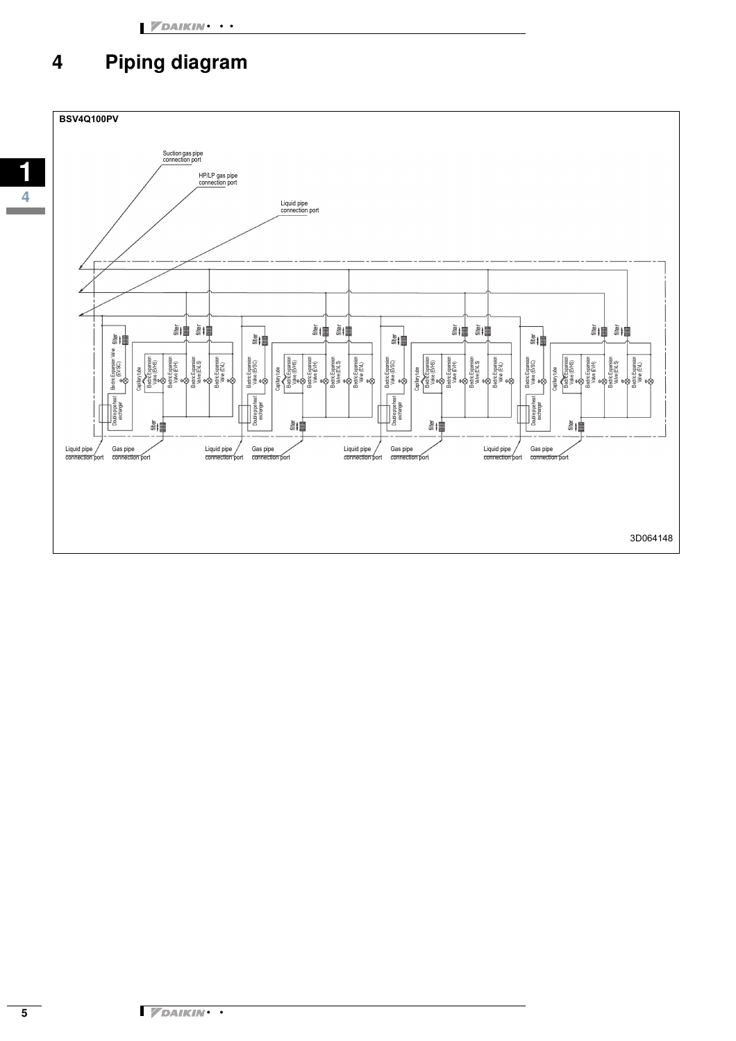# 4 Piping diagram

**BSV4Q100PV**

Suction gas pipe connection port

HP/LP gas pipe connection port

Liquid pipe connection port

filter

Electric Expansion Valve (EVSC)

Capillary tube

Electric Expansion Valve (EVHS)

Electric Expansion Valve (EVH)

Electric Expansion Valve (EVLS)

Electric Expansion Valve (EVL)

Double pipe heat exchanger

Liquid pipe connection port

Gas pipe connection port

Liquid pipe connection port

Gas pipe connection port

Liquid pipe connection port

Gas pipe connection port

Liquid pipe connection port

Gas pipe connection port

3D064148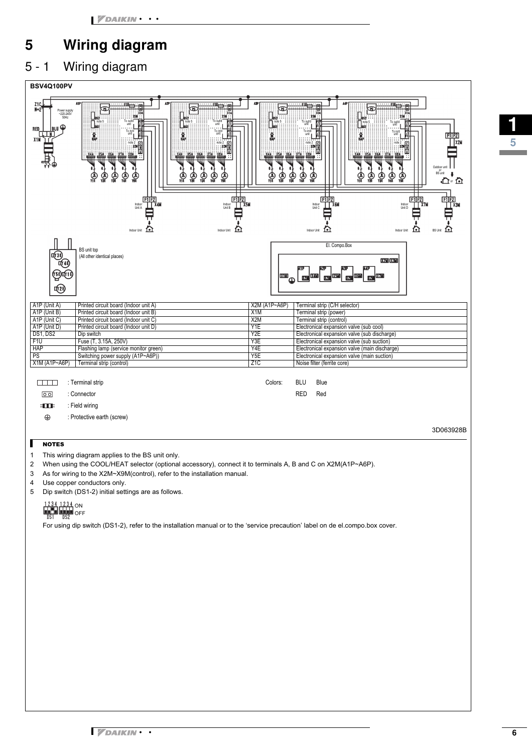# 5 Wiring diagram

## 5 - 1 Wiring diagram

**BSV4Q100PV**

| A1P (Unit A) | Printed circuit board (Indoor unit A) | X2M (A1P~A6P) | Terminal strip (C/H selector) |
|---|---|---|---|
| A1P (Unit B) | Printed circuit board (Indoor unit B) | X1M | Terminal strip (power) |
| A1P (Unit C) | Printed circuit board (Indoor unit C) | X2M | Terminal strip (control) |
| A1P (Unit D) | Printed circuit board (Indoor unit D) | Y1E | Electronical expansion valve (sub cool) |
| DS1, DS2 | Dip switch | Y2E | Electronical expansion valve (sub discharge) |
| F1U | Fuse (T, 3.15A, 250V) | Y3E | Electronical expansion valve (sub suction) |
| HAP | Flashing lamp (service monitor green) | Y4E | Electronical expansion valve (main discharge) |
| PS | Switching power supply (A1P~A6P)) | Y5E | Electronical expansion valve (main suction) |
| X1M (A1P~A6P) | Terminal strip (control) | Z1C | Noise filter (ferrite core) |

: Terminal strip

: Connector

: Field wiring

: Protective earth (screw)

Colors: BLU Blue
RED Red

3D063928B

**NOTES**

1. This wiring diagram applies to the BS unit only.
2. When using the COOL/HEAT selector (optional accessory), connect it to terminals A, B and C on X2M(A1P~A6P).
3. As for wiring to the X2M~X9M(control), refer to the installation manual.
4. Use copper conductors only.
5. Dip switch (DS1-2) initial settings are as follows.

   For using dip switch (DS1-2), refer to the installation manual or to the 'service precaution' label on de el.compo.box cover.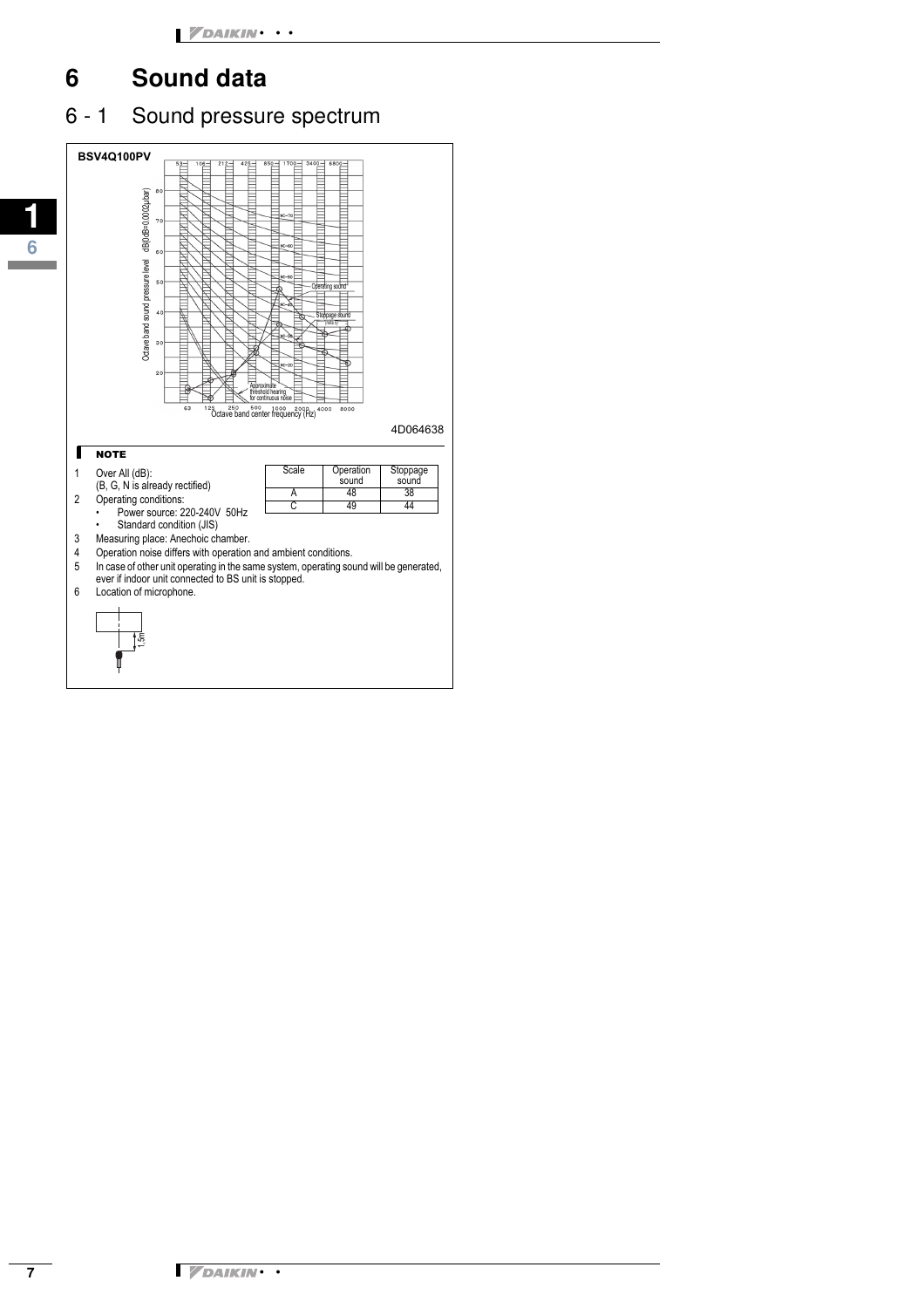# 6 Sound data

## 6 - 1 Sound pressure spectrum

**BSV4Q100PV**

Octave band sound pressure level dB(0dB=0.0002μbar)

53 106 212 425 850 1700 3400 6800

80
70
60
50
40
30
20

NC-70
NC-60
NC-50
NC-40
NC-30
NC-20

Operating sound

Stoppage sound (note 5)

Approximate threshold hearing for continuous noise

63 125 250 500 1000 2000 4000 8000

Octave band center frequency (Hz)

4D064638

**NOTE**

1. Over All (dB):
   (B, G, N is already rectified)

| Scale | Operation sound | Stoppage sound |
|---|---|---|
| A | 48 | 38 |
| C | 49 | 44 |

2. Operating conditions:
   - Power source: 220-240V 50Hz
   - Standard condition (JIS)
3. Measuring place: Anechoic chamber.
4. Operation noise differs with operation and ambient conditions.
5. In case of other unit operating in the same system, operating sound will be generated, ever if indoor unit connected to BS unit is stopped.
6. Location of microphone.

1.5m